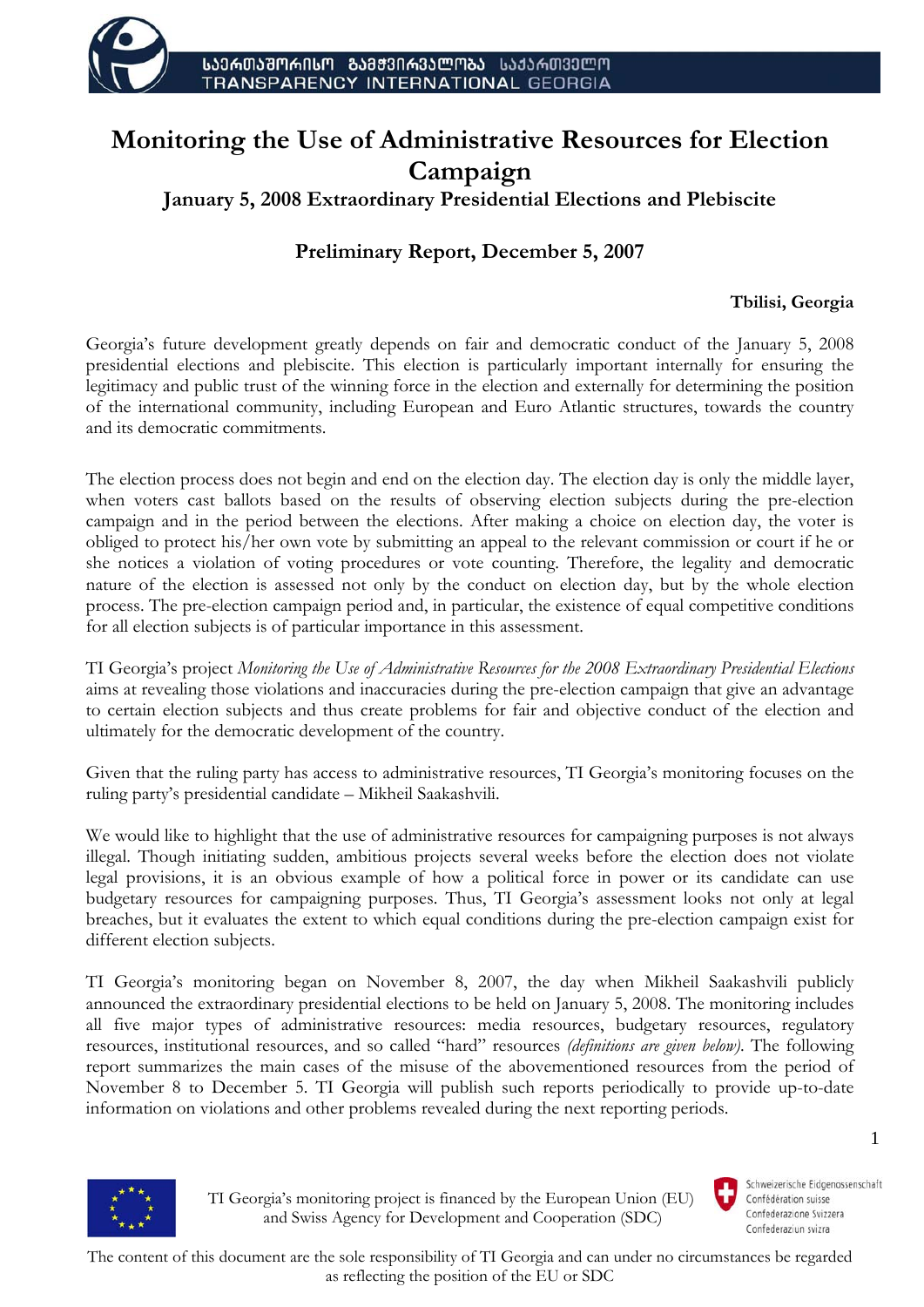# Monitoring the Use of Administrative Resources for Election Campaign

## January 5, 2008 Extraordinary Presidential Elections and Plebiscite

### Preliminary Report, December 5, 2007

**Tbilisi, Georgia**

Georgia's future development greatly depends on fair and democratic conduct of the January 5, 2008 presidential elections and plebiscite. This election is particularly important internally for ensuring the legitimacy and public trust of the winning force in the election and externally for determining the position of the international community, including European and Euro Atlantic structures, towards the country and its democratic commitments.

The election process does not begin and end on the election day. The election day is only the middle layer, when voters cast ballots based on the results of observing election subjects during the pre-election campaign and in the period between the elections. After making a choice on election day, the voter is obliged to protect his/her own vote by submitting an appeal to the relevant commission or court if he or she notices a violation of voting procedures or vote counting. Therefore, the legality and democratic nature of the election is assessed not only by the conduct on election day, but by the whole election process. The pre-election campaign period and, in particular, the existence of equal competitive conditions for all election subjects is of particular importance in this assessment.

TI Georgia's project *Monitoring the Use of Administrative Resources for the 2008 Extraordinary Presidential Elections* aims at revealing those violations and inaccuracies during the pre-election campaign that give an advantage to certain election subjects and thus create problems for fair and objective conduct of the election and ultimately for the democratic development of the country.

Given that the ruling party has access to administrative resources, TI Georgia's monitoring focuses on the ruling party's presidential candidate – Mikheil Saakashvili.

We would like to highlight that the use of administrative resources for campaigning purposes is not always illegal. Though initiating sudden, ambitious projects several weeks before the election does not violate legal provisions, it is an obvious example of how a political force in power or its candidate can use budgetary resources for campaigning purposes. Thus, TI Georgia's assessment looks not only at legal breaches, but it evaluates the extent to which equal conditions during the pre-election campaign exist for different election subjects.

TI Georgia's monitoring began on November 8, 2007, the day when Mikheil Saakashvili publicly announced the extraordinary presidential elections to be held on January 5, 2008. The monitoring includes all five major types of administrative resources: media resources, budgetary resources, regulatory resources, institutional resources, and so called "hard" resources *(definitions are given below)*. The following report summarizes the main cases of the misuse of the abovementioned resources from the period of November 8 to December 5. TI Georgia will publish such reports periodically to provide up-to-date information on violations and other problems revealed during the next reporting periods.

TI Georgia's monitoring project is financed by the European Union (EU) and Swiss Agency for Development and Cooperation (SDC)

The content of this document are the sole responsibility of TI Georgia and can under no circumstances be regarded as reflecting the position of the EU or SDC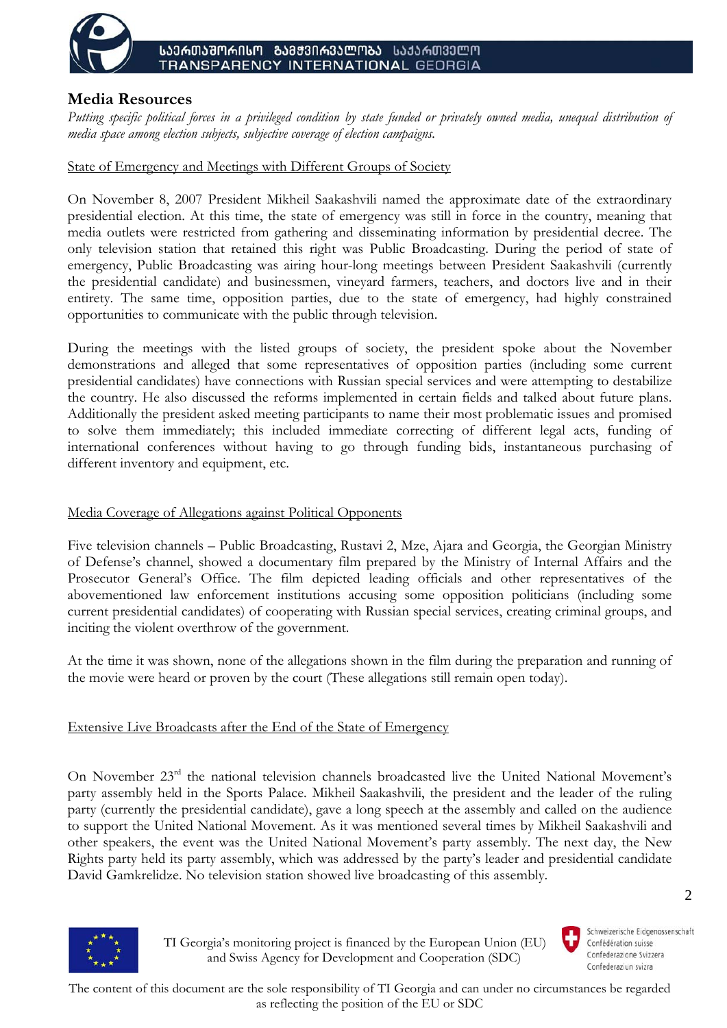## Media Resources

*Putting specific political forces in a privileged condition by state funded or privately owned media, unequal distribution of media space among election subjects, subjective coverage of election campaigns.*

State of Emergency and Meetings with Different Groups of Society

On November 8, 2007 President Mikheil Saakashvili named the approximate date of the extraordinary presidential election. At this time, the state of emergency was still in force in the country, meaning that media outlets were restricted from gathering and disseminating information by presidential decree. The only television station that retained this right was Public Broadcasting. During the period of state of emergency, Public Broadcasting was airing hour-long meetings between President Saakashvili (currently the presidential candidate) and businessmen, vineyard farmers, teachers, and doctors live and in their entirety. The same time, opposition parties, due to the state of emergency, had highly constrained opportunities to communicate with the public through television.

During the meetings with the listed groups of society, the president spoke about the November demonstrations and alleged that some representatives of opposition parties (including some current presidential candidates) have connections with Russian special services and were attempting to destabilize the country. He also discussed the reforms implemented in certain fields and talked about future plans. Additionally the president asked meeting participants to name their most problematic issues and promised to solve them immediately; this included immediate correcting of different legal acts, funding of international conferences without having to go through funding bids, instantaneous purchasing of different inventory and equipment, etc.

Media Coverage of Allegations against Political Opponents

Five television channels – Public Broadcasting, Rustavi 2, Mze, Ajara and Georgia, the Georgian Ministry of Defense's channel, showed a documentary film prepared by the Ministry of Internal Affairs and the Prosecutor General's Office. The film depicted leading officials and other representatives of the abovementioned law enforcement institutions accusing some opposition politicians (including some current presidential candidates) of cooperating with Russian special services, creating criminal groups, and inciting the violent overthrow of the government.

At the time it was shown, none of the allegations shown in the film during the preparation and running of the movie were heard or proven by the court (These allegations still remain open today).

Extensive Live Broadcasts after the End of the State of Emergency

On November 23rd the national television channels broadcasted live the United National Movement's party assembly held in the Sports Palace. Mikheil Saakashvili, the president and the leader of the ruling party (currently the presidential candidate), gave a long speech at the assembly and called on the audience to support the United National Movement. As it was mentioned several times by Mikheil Saakashvili and other speakers, the event was the United National Movement's party assembly. The next day, the New Rights party held its party assembly, which was addressed by the party's leader and presidential candidate David Gamkrelidze. No television station showed live broadcasting of this assembly.

TI Georgia's monitoring project is financed by the European Union (EU) and Swiss Agency for Development and Cooperation (SDC)

The content of this document are the sole responsibility of TI Georgia and can under no circumstances be regarded as reflecting the position of the EU or SDC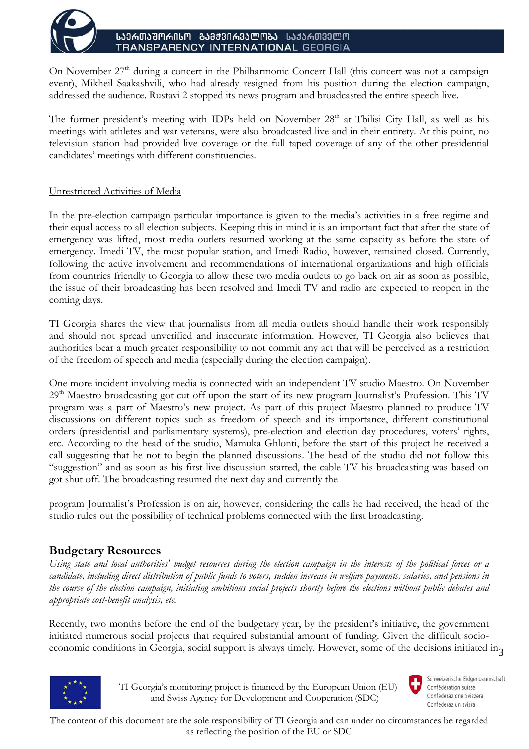On November 27th during a concert in the Philharmonic Concert Hall (this concert was not a campaign event), Mikheil Saakashvili, who had already resigned from his position during the election campaign, addressed the audience. Rustavi 2 stopped its news program and broadcasted the entire speech live.

The former president's meeting with IDPs held on November 28th at Tbilisi City Hall, as well as his meetings with athletes and war veterans, were also broadcasted live and in their entirety. At this point, no television station had provided live coverage or the full taped coverage of any of the other presidential candidates' meetings with different constituencies.

Unrestricted Activities of Media

In the pre-election campaign particular importance is given to the media's activities in a free regime and their equal access to all election subjects. Keeping this in mind it is an important fact that after the state of emergency was lifted, most media outlets resumed working at the same capacity as before the state of emergency. Imedi TV, the most popular station, and Imedi Radio, however, remained closed. Currently, following the active involvement and recommendations of international organizations and high officials from countries friendly to Georgia to allow these two media outlets to go back on air as soon as possible, the issue of their broadcasting has been resolved and Imedi TV and radio are expected to reopen in the coming days.

TI Georgia shares the view that journalists from all media outlets should handle their work responsibly and should not spread unverified and inaccurate information. However, TI Georgia also believes that authorities bear a much greater responsibility to not commit any act that will be perceived as a restriction of the freedom of speech and media (especially during the election campaign).

One more incident involving media is connected with an independent TV studio Maestro. On November 29th Maestro broadcasting got cut off upon the start of its new program Journalist's Profession. This TV program was a part of Maestro's new project. As part of this project Maestro planned to produce TV discussions on different topics such as freedom of speech and its importance, different constitutional orders (presidential and parliamentary systems), pre-election and election day procedures, voters' rights, etc. According to the head of the studio, Mamuka Ghlonti, before the start of this project he received a call suggesting that he not to begin the planned discussions. The head of the studio did not follow this "suggestion" and as soon as his first live discussion started, the cable TV his broadcasting was based on got shut off. The broadcasting resumed the next day and currently the program Journalist's Profession is on air, however, considering the calls he had received, the head of the studio rules out the possibility of technical problems connected with the first broadcasting.

## Budgetary Resources

*Using state and local authorities' budget resources during the election campaign in the interests of the political forces or a candidate, including direct distribution of public funds to voters, sudden increase in welfare payments, salaries, and pensions in the course of the election campaign, initiating ambitious social projects shortly before the elections without public debates and appropriate cost-benefit analysis, etc.*

Recently, two months before the end of the budgetary year, by the president's initiative, the government initiated numerous social projects that required substantial amount of funding. Given the difficult socio-economic conditions in Georgia, social support is always timely. However, some of the decisions initiated in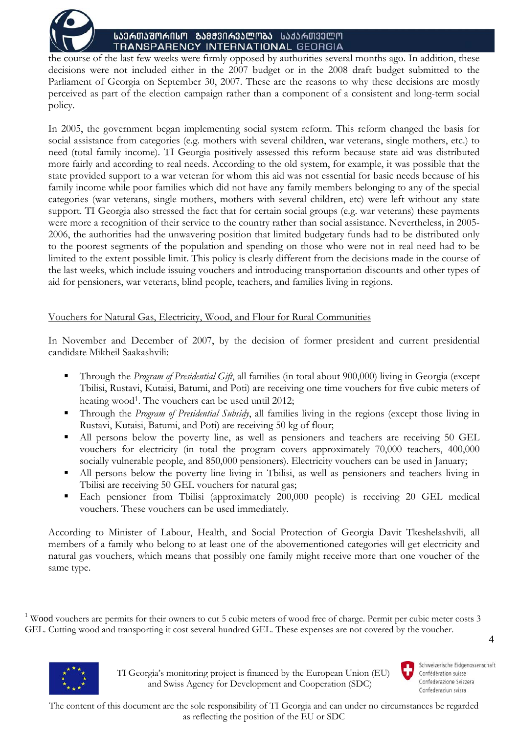the course of the last few weeks were firmly opposed by authorities several months ago. In addition, these decisions were not included either in the 2007 budget or in the 2008 draft budget submitted to the Parliament of Georgia on September 30, 2007. These are the reasons to why these decisions are mostly perceived as part of the election campaign rather than a component of a consistent and long-term social policy.

In 2005, the government began implementing social system reform. This reform changed the basis for social assistance from categories (e.g. mothers with several children, war veterans, single mothers, etc.) to need (total family income). TI Georgia positively assessed this reform because state aid was distributed more fairly and according to real needs. According to the old system, for example, it was possible that the state provided support to a war veteran for whom this aid was not essential for basic needs because of his family income while poor families which did not have any family members belonging to any of the special categories (war veterans, single mothers, mothers with several children, etc) were left without any state support. TI Georgia also stressed the fact that for certain social groups (e.g. war veterans) these payments were more a recognition of their service to the country rather than social assistance. Nevertheless, in 2005-2006, the authorities had the unwavering position that limited budgetary funds had to be distributed only to the poorest segments of the population and spending on those who were not in real need had to be limited to the extent possible limit. This policy is clearly different from the decisions made in the course of the last weeks, which include issuing vouchers and introducing transportation discounts and other types of aid for pensioners, war veterans, blind people, teachers, and families living in regions.

<u>Vouchers for Natural Gas, Electricity, Wood, and Flour for Rural Communities</u>

In November and December of 2007, by the decision of former president and current presidential candidate Mikheil Saakashvili:

- Through the *Program of Presidential Gift*, all families (in total about 900,000) living in Georgia (except Tbilisi, Rustavi, Kutaisi, Batumi, and Poti) are receiving one time vouchers for five cubic meters of heating wood[1]. The vouchers can be used until 2012;
- Through the *Program of Presidential Subsidy*, all families living in the regions (except those living in Rustavi, Kutaisi, Batumi, and Poti) are receiving 50 kg of flour;
- All persons below the poverty line, as well as pensioners and teachers are receiving 50 GEL vouchers for electricity (in total the program covers approximately 70,000 teachers, 400,000 socially vulnerable people, and 850,000 pensioners). Electricity vouchers can be used in January;
- All persons below the poverty line living in Tbilisi, as well as pensioners and teachers living in Tbilisi are receiving 50 GEL vouchers for natural gas;
- Each pensioner from Tbilisi (approximately 200,000 people) is receiving 20 GEL medical vouchers. These vouchers can be used immediately.

According to Minister of Labour, Health, and Social Protection of Georgia Davit Tkeshelashvili, all members of a family who belong to at least one of the abovementioned categories will get electricity and natural gas vouchers, which means that possibly one family might receive more than one voucher of the same type.

---

[1] Wood vouchers are permits for their owners to cut 5 cubic meters of wood free of charge. Permit per cubic meter costs 3 GEL. Cutting wood and transporting it cost several hundred GEL. These expenses are not covered by the voucher.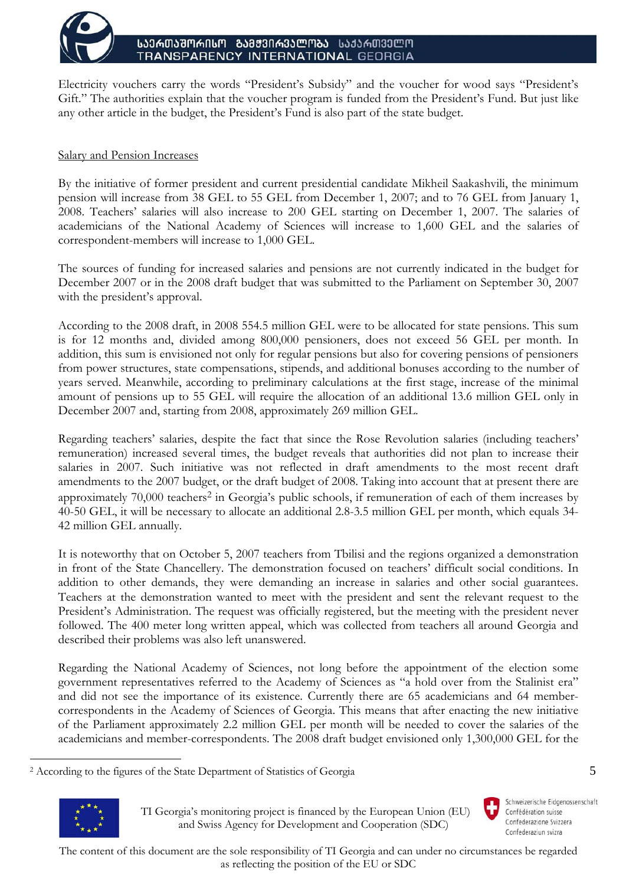Electricity vouchers carry the words "President's Subsidy" and the voucher for wood says "President's Gift." The authorities explain that the voucher program is funded from the President's Fund. But just like any other article in the budget, the President's Fund is also part of the state budget.

Salary and Pension Increases

By the initiative of former president and current presidential candidate Mikheil Saakashvili, the minimum pension will increase from 38 GEL to 55 GEL from December 1, 2007; and to 76 GEL from January 1, 2008. Teachers' salaries will also increase to 200 GEL starting on December 1, 2007. The salaries of academicians of the National Academy of Sciences will increase to 1,600 GEL and the salaries of correspondent-members will increase to 1,000 GEL.

The sources of funding for increased salaries and pensions are not currently indicated in the budget for December 2007 or in the 2008 draft budget that was submitted to the Parliament on September 30, 2007 with the president's approval.

According to the 2008 draft, in 2008 554.5 million GEL were to be allocated for state pensions. This sum is for 12 months and, divided among 800,000 pensioners, does not exceed 56 GEL per month. In addition, this sum is envisioned not only for regular pensions but also for covering pensions of pensioners from power structures, state compensations, stipends, and additional bonuses according to the number of years served. Meanwhile, according to preliminary calculations at the first stage, increase of the minimal amount of pensions up to 55 GEL will require the allocation of an additional 13.6 million GEL only in December 2007 and, starting from 2008, approximately 269 million GEL.

Regarding teachers' salaries, despite the fact that since the Rose Revolution salaries (including teachers' remuneration) increased several times, the budget reveals that authorities did not plan to increase their salaries in 2007. Such initiative was not reflected in draft amendments to the most recent draft amendments to the 2007 budget, or the draft budget of 2008. Taking into account that at present there are approximately 70,000 teachers[2] in Georgia's public schools, if remuneration of each of them increases by 40-50 GEL, it will be necessary to allocate an additional 2.8-3.5 million GEL per month, which equals 34-42 million GEL annually.

It is noteworthy that on October 5, 2007 teachers from Tbilisi and the regions organized a demonstration in front of the State Chancellery. The demonstration focused on teachers' difficult social conditions. In addition to other demands, they were demanding an increase in salaries and other social guarantees. Teachers at the demonstration wanted to meet with the president and sent the relevant request to the President's Administration. The request was officially registered, but the meeting with the president never followed. The 400 meter long written appeal, which was collected from teachers all around Georgia and described their problems was also left unanswered.

Regarding the National Academy of Sciences, not long before the appointment of the election some government representatives referred to the Academy of Sciences as "a hold over from the Stalinist era" and did not see the importance of its existence. Currently there are 65 academicians and 64 member-correspondents in the Academy of Sciences of Georgia. This means that after enacting the new initiative of the Parliament approximately 2.2 million GEL per month will be needed to cover the salaries of the academicians and member-correspondents. The 2008 draft budget envisioned only 1,300,000 GEL for the

[2] According to the figures of the State Department of Statistics of Georgia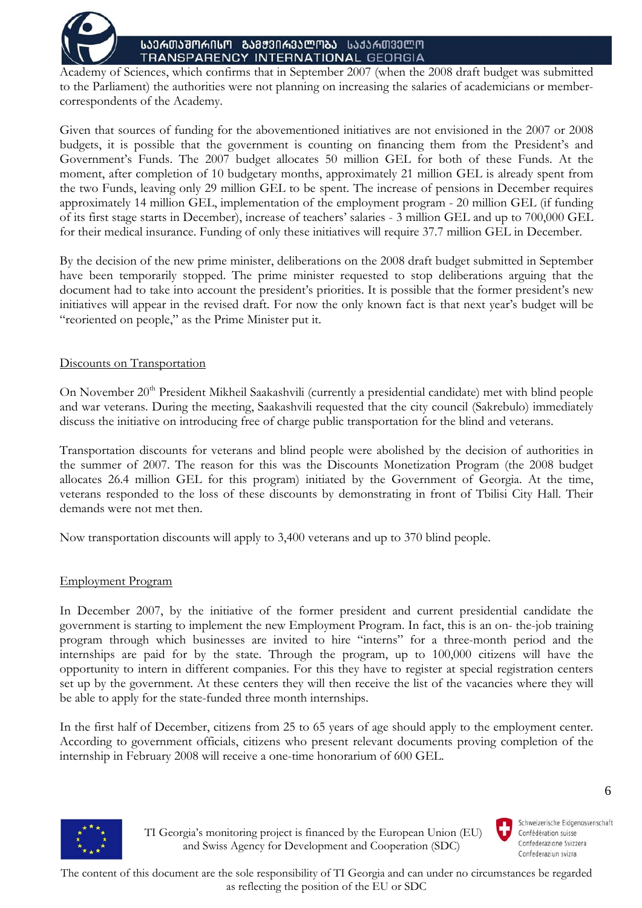Academy of Sciences, which confirms that in September 2007 (when the 2008 draft budget was submitted to the Parliament) the authorities were not planning on increasing the salaries of academicians or member-correspondents of the Academy.

Given that sources of funding for the abovementioned initiatives are not envisioned in the 2007 or 2008 budgets, it is possible that the government is counting on financing them from the President's and Government's Funds. The 2007 budget allocates 50 million GEL for both of these Funds. At the moment, after completion of 10 budgetary months, approximately 21 million GEL is already spent from the two Funds, leaving only 29 million GEL to be spent. The increase of pensions in December requires approximately 14 million GEL, implementation of the employment program - 20 million GEL (if funding of its first stage starts in December), increase of teachers' salaries - 3 million GEL and up to 700,000 GEL for their medical insurance. Funding of only these initiatives will require 37.7 million GEL in December.

By the decision of the new prime minister, deliberations on the 2008 draft budget submitted in September have been temporarily stopped. The prime minister requested to stop deliberations arguing that the document had to take into account the president's priorities. It is possible that the former president's new initiatives will appear in the revised draft. For now the only known fact is that next year's budget will be "reoriented on people," as the Prime Minister put it.

## Discounts on Transportation

On November 20th President Mikheil Saakashvili (currently a presidential candidate) met with blind people and war veterans. During the meeting, Saakashvili requested that the city council (Sakrebulo) immediately discuss the initiative on introducing free of charge public transportation for the blind and veterans.

Transportation discounts for veterans and blind people were abolished by the decision of authorities in the summer of 2007. The reason for this was the Discounts Monetization Program (the 2008 budget allocates 26.4 million GEL for this program) initiated by the Government of Georgia. At the time, veterans responded to the loss of these discounts by demonstrating in front of Tbilisi City Hall. Their demands were not met then.

Now transportation discounts will apply to 3,400 veterans and up to 370 blind people.

## Employment Program

In December 2007, by the initiative of the former president and current presidential candidate the government is starting to implement the new Employment Program. In fact, this is an on- the-job training program through which businesses are invited to hire "interns" for a three-month period and the internships are paid for by the state. Through the program, up to 100,000 citizens will have the opportunity to intern in different companies. For this they have to register at special registration centers set up by the government. At these centers they will then receive the list of the vacancies where they will be able to apply for the state-funded three month internships.

In the first half of December, citizens from 25 to 65 years of age should apply to the employment center. According to government officials, citizens who present relevant documents proving completion of the internship in February 2008 will receive a one-time honorarium of 600 GEL.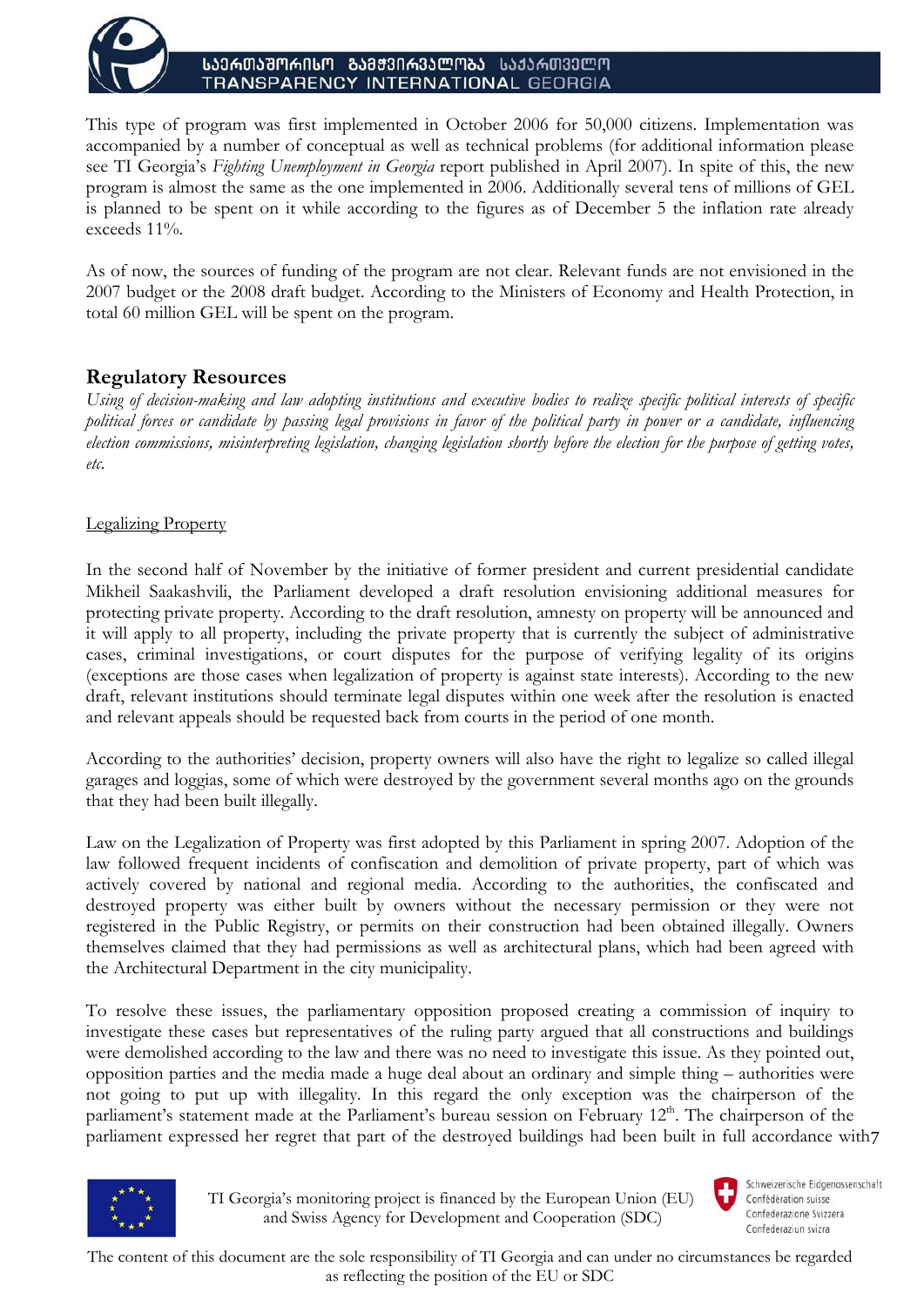This type of program was first implemented in October 2006 for 50,000 citizens. Implementation was accompanied by a number of conceptual as well as technical problems (for additional information please see TI Georgia's *Fighting Unemployment in Georgia* report published in April 2007). In spite of this, the new program is almost the same as the one implemented in 2006. Additionally several tens of millions of GEL is planned to be spent on it while according to the figures as of December 5 the inflation rate already exceeds 11%.

As of now, the sources of funding of the program are not clear. Relevant funds are not envisioned in the 2007 budget or the 2008 draft budget. According to the Ministers of Economy and Health Protection, in total 60 million GEL will be spent on the program.

## Regulatory Resources

*Using of decision-making and law adopting institutions and executive bodies to realize specific political interests of specific political forces or candidate by passing legal provisions in favor of the political party in power or a candidate, influencing election commissions, misinterpreting legislation, changing legislation shortly before the election for the purpose of getting votes, etc.*

### Legalizing Property

In the second half of November by the initiative of former president and current presidential candidate Mikheil Saakashvili, the Parliament developed a draft resolution envisioning additional measures for protecting private property. According to the draft resolution, amnesty on property will be announced and it will apply to all property, including the private property that is currently the subject of administrative cases, criminal investigations, or court disputes for the purpose of verifying legality of its origins (exceptions are those cases when legalization of property is against state interests). According to the new draft, relevant institutions should terminate legal disputes within one week after the resolution is enacted and relevant appeals should be requested back from courts in the period of one month.

According to the authorities' decision, property owners will also have the right to legalize so called illegal garages and loggias, some of which were destroyed by the government several months ago on the grounds that they had been built illegally.

Law on the Legalization of Property was first adopted by this Parliament in spring 2007. Adoption of the law followed frequent incidents of confiscation and demolition of private property, part of which was actively covered by national and regional media. According to the authorities, the confiscated and destroyed property was either built by owners without the necessary permission or they were not registered in the Public Registry, or permits on their construction had been obtained illegally. Owners themselves claimed that they had permissions as well as architectural plans, which had been agreed with the Architectural Department in the city municipality.

To resolve these issues, the parliamentary opposition proposed creating a commission of inquiry to investigate these cases but representatives of the ruling party argued that all constructions and buildings were demolished according to the law and there was no need to investigate this issue. As they pointed out, opposition parties and the media made a huge deal about an ordinary and simple thing – authorities were not going to put up with illegality. In this regard the only exception was the chairperson of the parliament's statement made at the Parliament's bureau session on February 12th. The chairperson of the parliament expressed her regret that part of the destroyed buildings had been built in full accordance with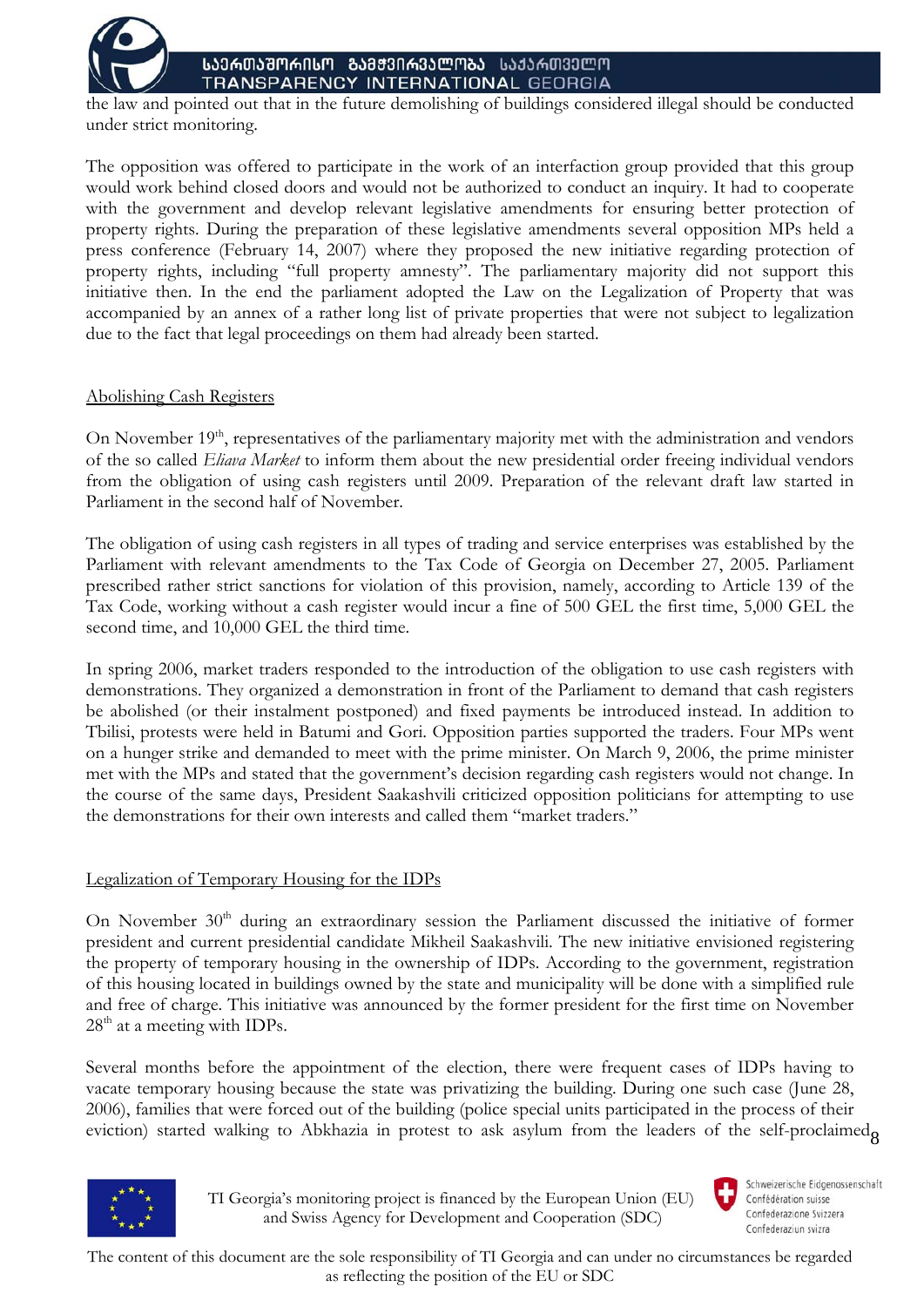the law and pointed out that in the future demolishing of buildings considered illegal should be conducted under strict monitoring.

The opposition was offered to participate in the work of an interfaction group provided that this group would work behind closed doors and would not be authorized to conduct an inquiry. It had to cooperate with the government and develop relevant legislative amendments for ensuring better protection of property rights. During the preparation of these legislative amendments several opposition MPs held a press conference (February 14, 2007) where they proposed the new initiative regarding protection of property rights, including "full property amnesty". The parliamentary majority did not support this initiative then. In the end the parliament adopted the Law on the Legalization of Property that was accompanied by an annex of a rather long list of private properties that were not subject to legalization due to the fact that legal proceedings on them had already been started.

Abolishing Cash Registers

On November 19th, representatives of the parliamentary majority met with the administration and vendors of the so called *Eliava Market* to inform them about the new presidential order freeing individual vendors from the obligation of using cash registers until 2009. Preparation of the relevant draft law started in Parliament in the second half of November.

The obligation of using cash registers in all types of trading and service enterprises was established by the Parliament with relevant amendments to the Tax Code of Georgia on December 27, 2005. Parliament prescribed rather strict sanctions for violation of this provision, namely, according to Article 139 of the Tax Code, working without a cash register would incur a fine of 500 GEL the first time, 5,000 GEL the second time, and 10,000 GEL the third time.

In spring 2006, market traders responded to the introduction of the obligation to use cash registers with demonstrations. They organized a demonstration in front of the Parliament to demand that cash registers be abolished (or their instalment postponed) and fixed payments be introduced instead. In addition to Tbilisi, protests were held in Batumi and Gori. Opposition parties supported the traders. Four MPs went on a hunger strike and demanded to meet with the prime minister. On March 9, 2006, the prime minister met with the MPs and stated that the government's decision regarding cash registers would not change. In the course of the same days, President Saakashvili criticized opposition politicians for attempting to use the demonstrations for their own interests and called them "market traders."

Legalization of Temporary Housing for the IDPs

On November 30th during an extraordinary session the Parliament discussed the initiative of former president and current presidential candidate Mikheil Saakashvili. The new initiative envisioned registering the property of temporary housing in the ownership of IDPs. According to the government, registration of this housing located in buildings owned by the state and municipality will be done with a simplified rule and free of charge. This initiative was announced by the former president for the first time on November 28th at a meeting with IDPs.

Several months before the appointment of the election, there were frequent cases of IDPs having to vacate temporary housing because the state was privatizing the building. During one such case (June 28, 2006), families that were forced out of the building (police special units participated in the process of their eviction) started walking to Abkhazia in protest to ask asylum from the leaders of the self-proclaimed

TI Georgia's monitoring project is financed by the European Union (EU) and Swiss Agency for Development and Cooperation (SDC)

The content of this document are the sole responsibility of TI Georgia and can under no circumstances be regarded as reflecting the position of the EU or SDC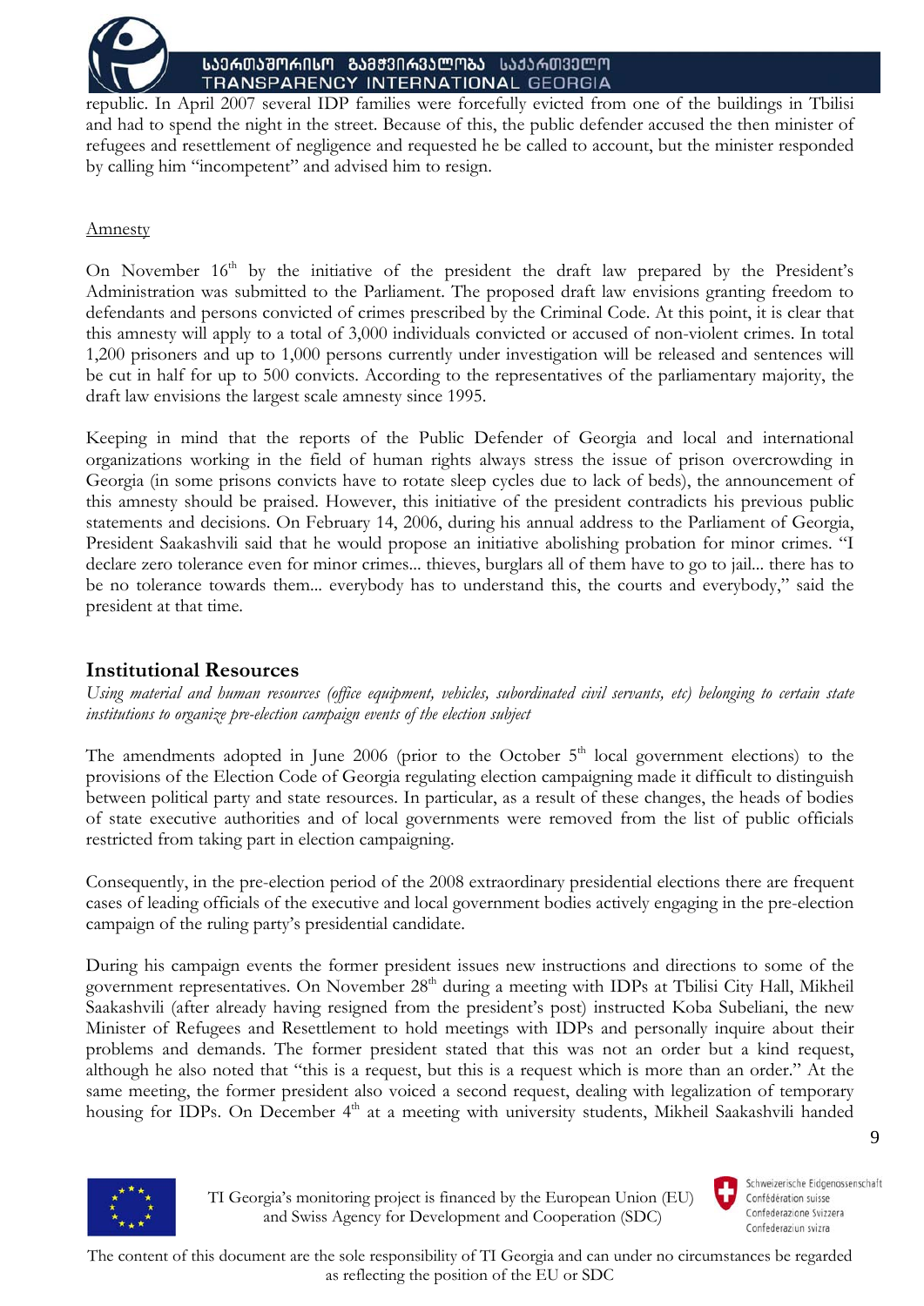republic. In April 2007 several IDP families were forcefully evicted from one of the buildings in Tbilisi and had to spend the night in the street. Because of this, the public defender accused the then minister of refugees and resettlement of negligence and requested he be called to account, but the minister responded by calling him "incompetent" and advised him to resign.

Amnesty

On November 16th by the initiative of the president the draft law prepared by the President's Administration was submitted to the Parliament. The proposed draft law envisions granting freedom to defendants and persons convicted of crimes prescribed by the Criminal Code. At this point, it is clear that this amnesty will apply to a total of 3,000 individuals convicted or accused of non-violent crimes. In total 1,200 prisoners and up to 1,000 persons currently under investigation will be released and sentences will be cut in half for up to 500 convicts. According to the representatives of the parliamentary majority, the draft law envisions the largest scale amnesty since 1995.

Keeping in mind that the reports of the Public Defender of Georgia and local and international organizations working in the field of human rights always stress the issue of prison overcrowding in Georgia (in some prisons convicts have to rotate sleep cycles due to lack of beds), the announcement of this amnesty should be praised. However, this initiative of the president contradicts his previous public statements and decisions. On February 14, 2006, during his annual address to the Parliament of Georgia, President Saakashvili said that he would propose an initiative abolishing probation for minor crimes. "I declare zero tolerance even for minor crimes... thieves, burglars all of them have to go to jail... there has to be no tolerance towards them... everybody has to understand this, the courts and everybody," said the president at that time.

## Institutional Resources

*Using material and human resources (office equipment, vehicles, subordinated civil servants, etc) belonging to certain state institutions to organize pre-election campaign events of the election subject*

The amendments adopted in June 2006 (prior to the October 5th local government elections) to the provisions of the Election Code of Georgia regulating election campaigning made it difficult to distinguish between political party and state resources. In particular, as a result of these changes, the heads of bodies of state executive authorities and of local governments were removed from the list of public officials restricted from taking part in election campaigning.

Consequently, in the pre-election period of the 2008 extraordinary presidential elections there are frequent cases of leading officials of the executive and local government bodies actively engaging in the pre-election campaign of the ruling party's presidential candidate.

During his campaign events the former president issues new instructions and directions to some of the government representatives. On November 28th during a meeting with IDPs at Tbilisi City Hall, Mikheil Saakashvili (after already having resigned from the president's post) instructed Koba Subeliani, the new Minister of Refugees and Resettlement to hold meetings with IDPs and personally inquire about their problems and demands. The former president stated that this was not an order but a kind request, although he also noted that "this is a request, but this is a request which is more than an order." At the same meeting, the former president also voiced a second request, dealing with legalization of temporary housing for IDPs. On December 4th at a meeting with university students, Mikheil Saakashvili handed

TI Georgia's monitoring project is financed by the European Union (EU) and Swiss Agency for Development and Cooperation (SDC)

The content of this document are the sole responsibility of TI Georgia and can under no circumstances be regarded as reflecting the position of the EU or SDC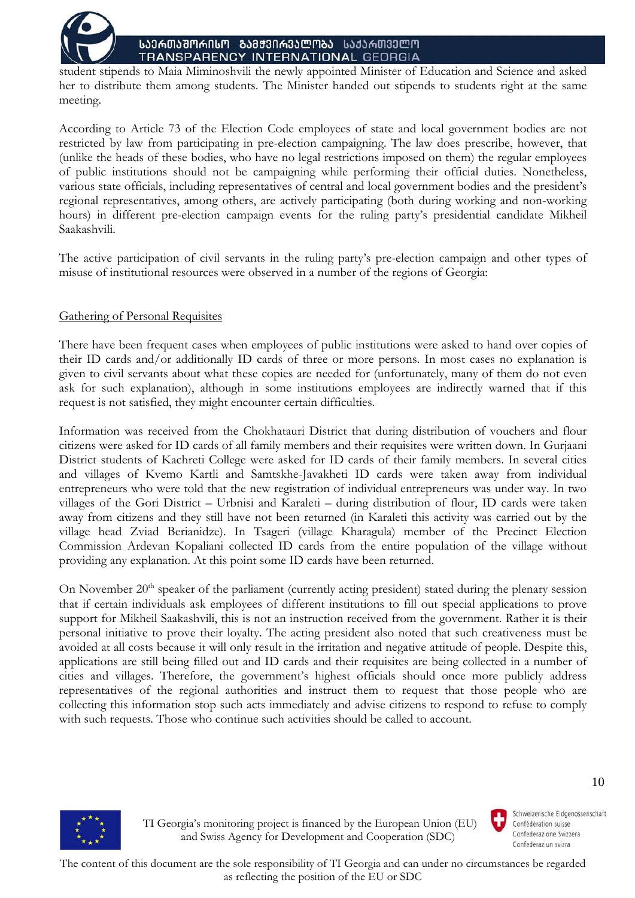student stipends to Maia Miminoshvili the newly appointed Minister of Education and Science and asked her to distribute them among students. The Minister handed out stipends to students right at the same meeting.

According to Article 73 of the Election Code employees of state and local government bodies are not restricted by law from participating in pre-election campaigning. The law does prescribe, however, that (unlike the heads of these bodies, who have no legal restrictions imposed on them) the regular employees of public institutions should not be campaigning while performing their official duties. Nonetheless, various state officials, including representatives of central and local government bodies and the president's regional representatives, among others, are actively participating (both during working and non-working hours) in different pre-election campaign events for the ruling party's presidential candidate Mikheil Saakashvili.

The active participation of civil servants in the ruling party's pre-election campaign and other types of misuse of institutional resources were observed in a number of the regions of Georgia:

<u>Gathering of Personal Requisites</u>

There have been frequent cases when employees of public institutions were asked to hand over copies of their ID cards and/or additionally ID cards of three or more persons. In most cases no explanation is given to civil servants about what these copies are needed for (unfortunately, many of them do not even ask for such explanation), although in some institutions employees are indirectly warned that if this request is not satisfied, they might encounter certain difficulties.

Information was received from the Chokhatauri District that during distribution of vouchers and flour citizens were asked for ID cards of all family members and their requisites were written down. In Gurjaani District students of Kachreti College were asked for ID cards of their family members. In several cities and villages of Kvemo Kartli and Samtskhe-Javakheti ID cards were taken away from individual entrepreneurs who were told that the new registration of individual entrepreneurs was under way. In two villages of the Gori District – Urbnisi and Karaleti – during distribution of flour, ID cards were taken away from citizens and they still have not been returned (in Karaleti this activity was carried out by the village head Zviad Berianidze). In Tsageri (village Kharagula) member of the Precinct Election Commission Ardevan Kopaliani collected ID cards from the entire population of the village without providing any explanation. At this point some ID cards have been returned.

On November 20th speaker of the parliament (currently acting president) stated during the plenary session that if certain individuals ask employees of different institutions to fill out special applications to prove support for Mikheil Saakashvili, this is not an instruction received from the government. Rather it is their personal initiative to prove their loyalty. The acting president also noted that such creativeness must be avoided at all costs because it will only result in the irritation and negative attitude of people. Despite this, applications are still being filled out and ID cards and their requisites are being collected in a number of cities and villages. Therefore, the government's highest officials should once more publicly address representatives of the regional authorities and instruct them to request that those people who are collecting this information stop such acts immediately and advise citizens to respond to refuse to comply with such requests. Those who continue such activities should be called to account.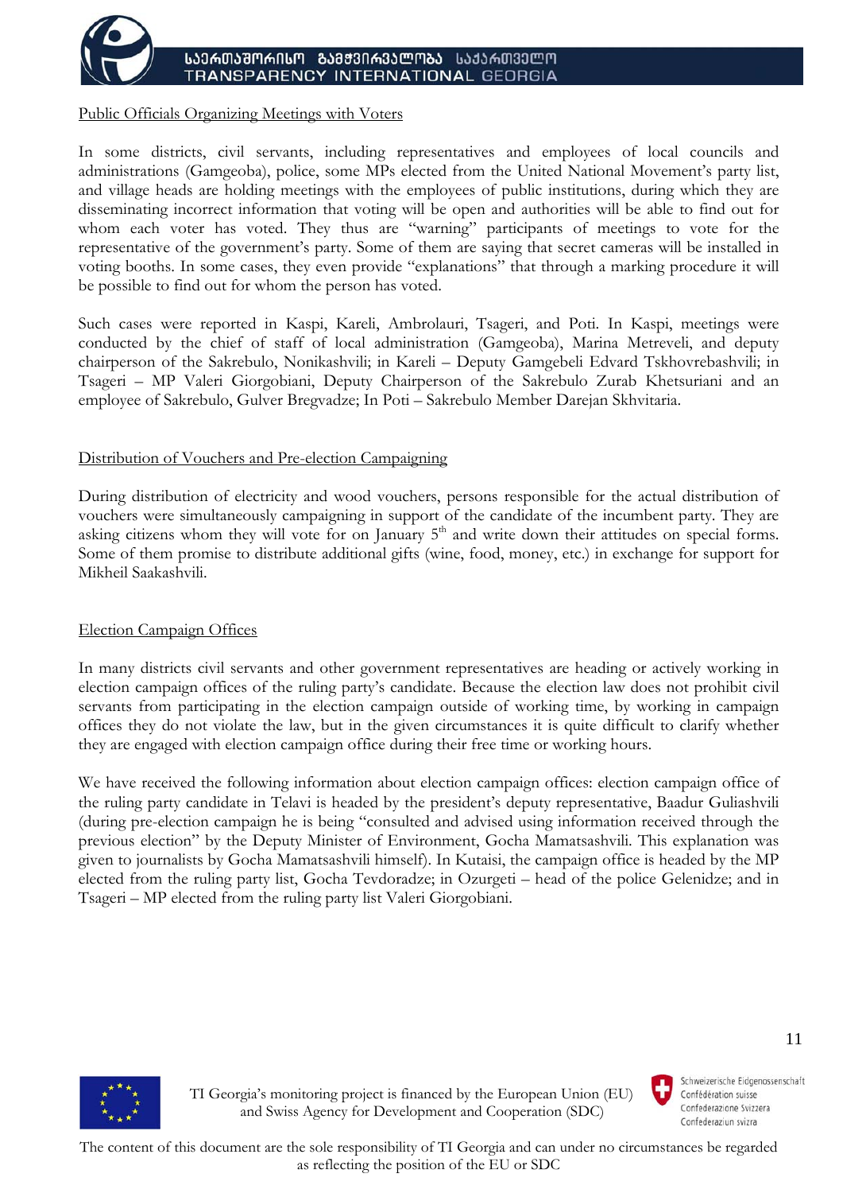Public Officials Organizing Meetings with Voters

In some districts, civil servants, including representatives and employees of local councils and administrations (Gamgeoba), police, some MPs elected from the United National Movement's party list, and village heads are holding meetings with the employees of public institutions, during which they are disseminating incorrect information that voting will be open and authorities will be able to find out for whom each voter has voted. They thus are "warning" participants of meetings to vote for the representative of the government's party. Some of them are saying that secret cameras will be installed in voting booths. In some cases, they even provide "explanations" that through a marking procedure it will be possible to find out for whom the person has voted.

Such cases were reported in Kaspi, Kareli, Ambrolauri, Tsageri, and Poti. In Kaspi, meetings were conducted by the chief of staff of local administration (Gamgeoba), Marina Metreveli, and deputy chairperson of the Sakrebulo, Nonikashvili; in Kareli – Deputy Gamgebeli Edvard Tskhovrebashvili; in Tsageri – MP Valeri Giorgobiani, Deputy Chairperson of the Sakrebulo Zurab Khetsuriani and an employee of Sakrebulo, Gulver Bregvadze; In Poti – Sakrebulo Member Darejan Skhvitaria.

Distribution of Vouchers and Pre-election Campaigning

During distribution of electricity and wood vouchers, persons responsible for the actual distribution of vouchers were simultaneously campaigning in support of the candidate of the incumbent party. They are asking citizens whom they will vote for on January 5th and write down their attitudes on special forms. Some of them promise to distribute additional gifts (wine, food, money, etc.) in exchange for support for Mikheil Saakashvili.

Election Campaign Offices

In many districts civil servants and other government representatives are heading or actively working in election campaign offices of the ruling party's candidate. Because the election law does not prohibit civil servants from participating in the election campaign outside of working time, by working in campaign offices they do not violate the law, but in the given circumstances it is quite difficult to clarify whether they are engaged with election campaign office during their free time or working hours.

We have received the following information about election campaign offices: election campaign office of the ruling party candidate in Telavi is headed by the president's deputy representative, Baadur Guliashvili (during pre-election campaign he is being "consulted and advised using information received through the previous election" by the Deputy Minister of Environment, Gocha Mamatsashvili. This explanation was given to journalists by Gocha Mamatsashvili himself). In Kutaisi, the campaign office is headed by the MP elected from the ruling party list, Gocha Tevdoradze; in Ozurgeti – head of the police Gelenidze; and in Tsageri – MP elected from the ruling party list Valeri Giorgobiani.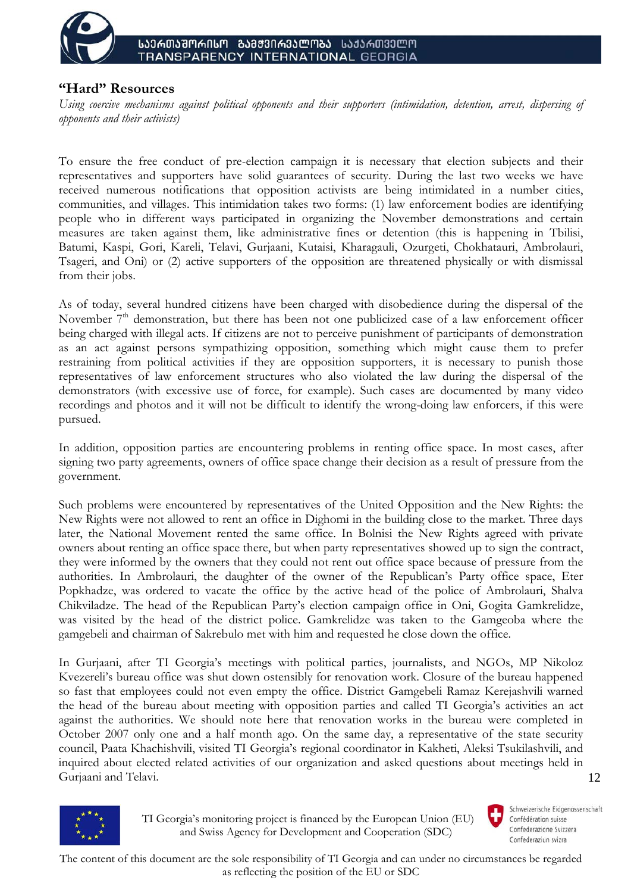## "Hard" Resources

*Using coercive mechanisms against political opponents and their supporters (intimidation, detention, arrest, dispersing of opponents and their activists)*

To ensure the free conduct of pre-election campaign it is necessary that election subjects and their representatives and supporters have solid guarantees of security. During the last two weeks we have received numerous notifications that opposition activists are being intimidated in a number cities, communities, and villages. This intimidation takes two forms: (1) law enforcement bodies are identifying people who in different ways participated in organizing the November demonstrations and certain measures are taken against them, like administrative fines or detention (this is happening in Tbilisi, Batumi, Kaspi, Gori, Kareli, Telavi, Gurjaani, Kutaisi, Kharagauli, Ozurgeti, Chokhatauri, Ambrolauri, Tsageri, and Oni) or (2) active supporters of the opposition are threatened physically or with dismissal from their jobs.

As of today, several hundred citizens have been charged with disobedience during the dispersal of the November 7th demonstration, but there has been not one publicized case of a law enforcement officer being charged with illegal acts. If citizens are not to perceive punishment of participants of demonstration as an act against persons sympathizing opposition, something which might cause them to prefer restraining from political activities if they are opposition supporters, it is necessary to punish those representatives of law enforcement structures who also violated the law during the dispersal of the demonstrators (with excessive use of force, for example). Such cases are documented by many video recordings and photos and it will not be difficult to identify the wrong-doing law enforcers, if this were pursued.

In addition, opposition parties are encountering problems in renting office space. In most cases, after signing two party agreements, owners of office space change their decision as a result of pressure from the government.

Such problems were encountered by representatives of the United Opposition and the New Rights: the New Rights were not allowed to rent an office in Dighomi in the building close to the market. Three days later, the National Movement rented the same office. In Bolnisi the New Rights agreed with private owners about renting an office space there, but when party representatives showed up to sign the contract, they were informed by the owners that they could not rent out office space because of pressure from the authorities. In Ambrolauri, the daughter of the owner of the Republican's Party office space, Eter Popkhadze, was ordered to vacate the office by the active head of the police of Ambrolauri, Shalva Chikviladze. The head of the Republican Party's election campaign office in Oni, Gogita Gamkrelidze, was visited by the head of the district police. Gamkrelidze was taken to the Gamgeoba where the gamgebeli and chairman of Sakrebulo met with him and requested he close down the office.

In Gurjaani, after TI Georgia's meetings with political parties, journalists, and NGOs, MP Nikoloz Kvezereli's bureau office was shut down ostensibly for renovation work. Closure of the bureau happened so fast that employees could not even empty the office. District Gamgebeli Ramaz Kerejashvili warned the head of the bureau about meeting with opposition parties and called TI Georgia's activities an act against the authorities. We should note here that renovation works in the bureau were completed in October 2007 only one and a half month ago. On the same day, a representative of the state security council, Paata Khachishvili, visited TI Georgia's regional coordinator in Kakheti, Aleksi Tsukilashvili, and inquired about elected related activities of our organization and asked questions about meetings held in Gurjaani and Telavi.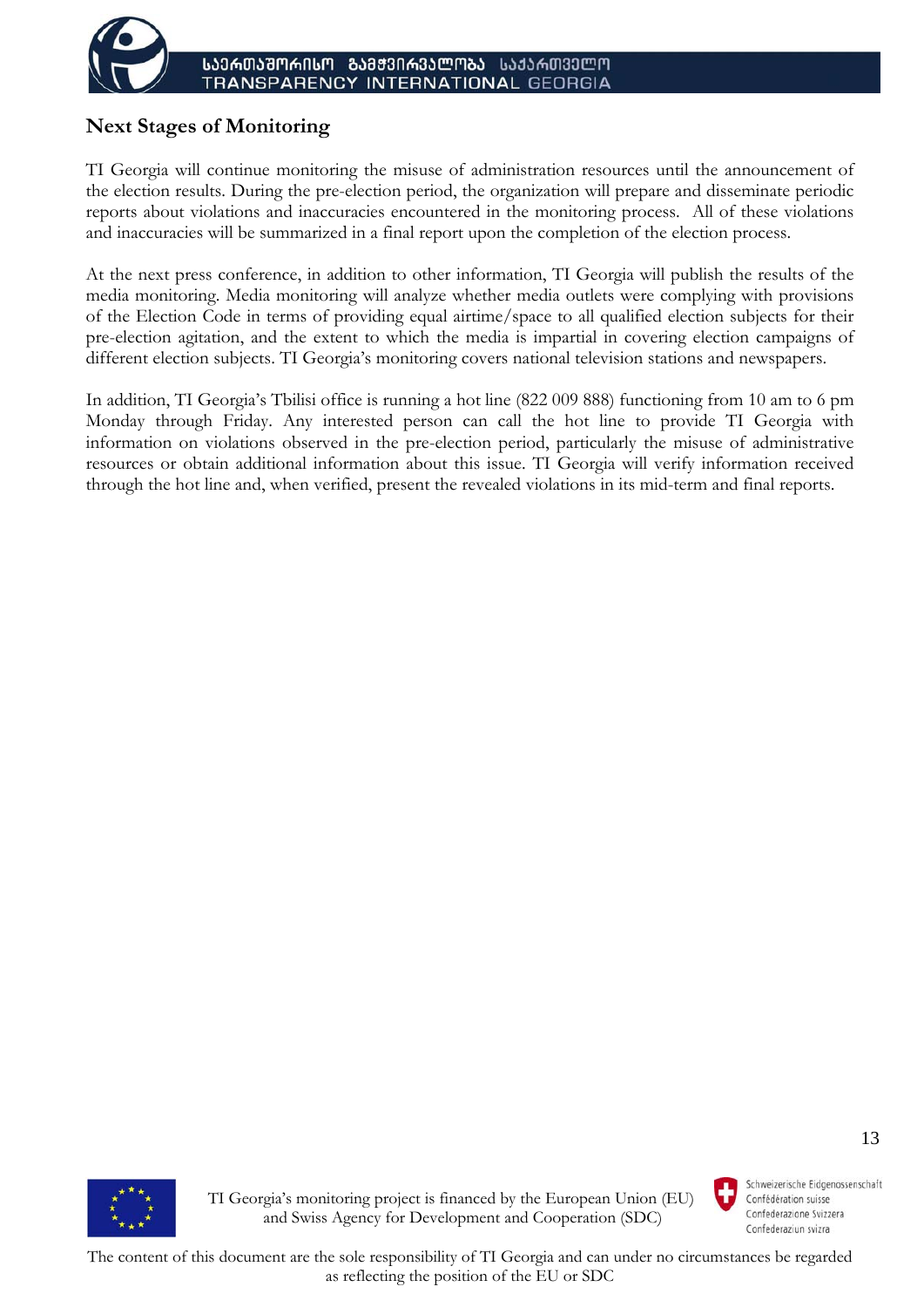## Next Stages of Monitoring

TI Georgia will continue monitoring the misuse of administration resources until the announcement of the election results. During the pre-election period, the organization will prepare and disseminate periodic reports about violations and inaccuracies encountered in the monitoring process. All of these violations and inaccuracies will be summarized in a final report upon the completion of the election process.

At the next press conference, in addition to other information, TI Georgia will publish the results of the media monitoring. Media monitoring will analyze whether media outlets were complying with provisions of the Election Code in terms of providing equal airtime/space to all qualified election subjects for their pre-election agitation, and the extent to which the media is impartial in covering election campaigns of different election subjects. TI Georgia's monitoring covers national television stations and newspapers.

In addition, TI Georgia's Tbilisi office is running a hot line (822 009 888) functioning from 10 am to 6 pm Monday through Friday. Any interested person can call the hot line to provide TI Georgia with information on violations observed in the pre-election period, particularly the misuse of administrative resources or obtain additional information about this issue. TI Georgia will verify information received through the hot line and, when verified, present the revealed violations in its mid-term and final reports.

TI Georgia's monitoring project is financed by the European Union (EU) and Swiss Agency for Development and Cooperation (SDC)

Schweizerische Eidgenossenschaft
Confédération suisse
Confederazione Svizzera
Confederaziun svizra

The content of this document are the sole responsibility of TI Georgia and can under no circumstances be regarded as reflecting the position of the EU or SDC